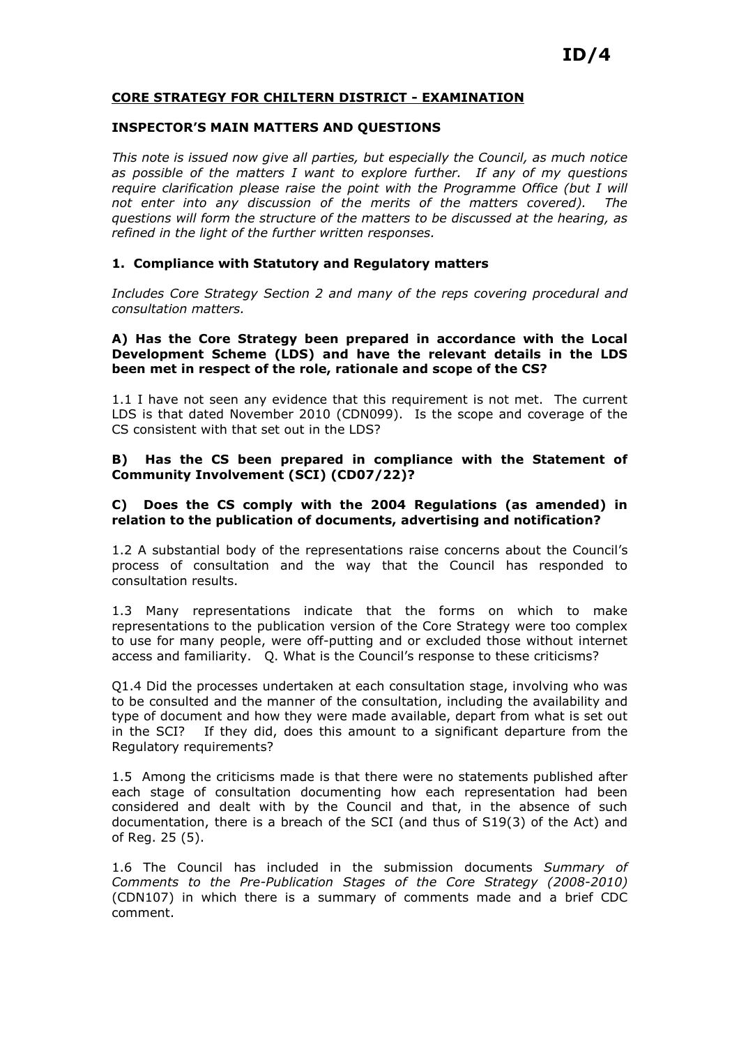**ID/4**

# CORE STRATEGY FOR CHILTERN DISTRICT - EXAMINATION

## INSPECTOR'S MAIN MATTERS AND QUESTIONS

*This note is issued now give all parties, but especially the Council, as much notice as possible of the matters I want to explore further. If any of my questions require clarification please raise the point with the Programme Office (but I will not enter into any discussion of the merits of the matters covered). The questions will form the structure of the matters to be discussed at the hearing, as refined in the light of the further written responses.*

### 1. Compliance with Statutory and Regulatory matters

*Includes Core Strategy Section 2 and many of the reps covering procedural and consultation matters.*

**A) Has the Core Strategy been prepared in accordance with the Local Development Scheme (LDS) and have the relevant details in the LDS been met in respect of the role, rationale and scope of the CS?**

1.1 I have not seen any evidence that this requirement is not met. The current LDS is that dated November 2010 (CDN099). Is the scope and coverage of the CS consistent with that set out in the LDS?

**B) Has the CS been prepared in compliance with the Statement of Community Involvement (SCI) (CD07/22)?**

**C) Does the CS comply with the 2004 Regulations (as amended) in relation to the publication of documents, advertising and notification?**

1.2 A substantial body of the representations raise concerns about the Council's process of consultation and the way that the Council has responded to consultation results.

1.3 Many representations indicate that the forms on which to make representations to the publication version of the Core Strategy were too complex to use for many people, were off-putting and or excluded those without internet access and familiarity. Q. What is the Council's response to these criticisms?

Q1.4 Did the processes undertaken at each consultation stage, involving who was to be consulted and the manner of the consultation, including the availability and type of document and how they were made available, depart from what is set out in the SCI? If they did, does this amount to a significant departure from the Regulatory requirements?

1.5 Among the criticisms made is that there were no statements published after each stage of consultation documenting how each representation had been considered and dealt with by the Council and that, in the absence of such documentation, there is a breach of the SCI (and thus of S19(3) of the Act) and of Reg. 25 (5).

1.6 The Council has included in the submission documents *Summary of Comments to the Pre-Publication Stages of the Core Strategy (2008-2010)* (CDN107) in which there is a summary of comments made and a brief CDC comment.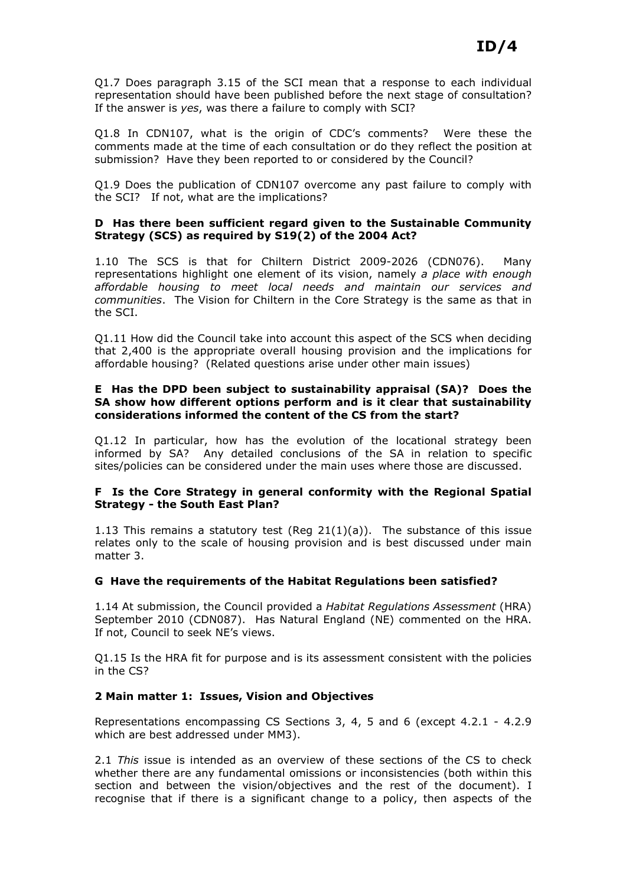Q1.7 Does paragraph 3.15 of the SCI mean that a response to each individual representation should have been published before the next stage of consultation? If the answer is *yes*, was there a failure to comply with SCI?

Q1.8 In CDN107, what is the origin of CDC's comments? Were these the comments made at the time of each consultation or do they reflect the position at submission? Have they been reported to or considered by the Council?

Q1.9 Does the publication of CDN107 overcome any past failure to comply with the SCI? If not, what are the implications?

### D Has there been sufficient regard given to the Sustainable Community Strategy (SCS) as required by S19(2) of the 2004 Act?

1.10 The SCS is that for Chiltern District 2009-2026 (CDN076). Many representations highlight one element of its vision, namely *a place with enough affordable housing to meet local needs and maintain our services and communities*. The Vision for Chiltern in the Core Strategy is the same as that in the SCI.

Q1.11 How did the Council take into account this aspect of the SCS when deciding that 2,400 is the appropriate overall housing provision and the implications for affordable housing? (Related questions arise under other main issues)

### E Has the DPD been subject to sustainability appraisal (SA)? Does the SA show how different options perform and is it clear that sustainability considerations informed the content of the CS from the start?

Q1.12 In particular, how has the evolution of the locational strategy been informed by SA? Any detailed conclusions of the SA in relation to specific sites/policies can be considered under the main uses where those are discussed.

### F Is the Core Strategy in general conformity with the Regional Spatial Strategy - the South East Plan?

1.13 This remains a statutory test (Reg 21(1)(a)). The substance of this issue relates only to the scale of housing provision and is best discussed under main matter 3.

### G Have the requirements of the Habitat Regulations been satisfied?

1.14 At submission, the Council provided a *Habitat Regulations Assessment* (HRA) September 2010 (CDN087). Has Natural England (NE) commented on the HRA. If not, Council to seek NE's views.

Q1.15 Is the HRA fit for purpose and is its assessment consistent with the policies in the CS?

## 2 Main matter 1: Issues, Vision and Objectives

Representations encompassing CS Sections 3, 4, 5 and 6 (except 4.2.1 - 4.2.9 which are best addressed under MM3).

2.1 *This* issue is intended as an overview of these sections of the CS to check whether there are any fundamental omissions or inconsistencies (both within this section and between the vision/objectives and the rest of the document). I recognise that if there is a significant change to a policy, then aspects of the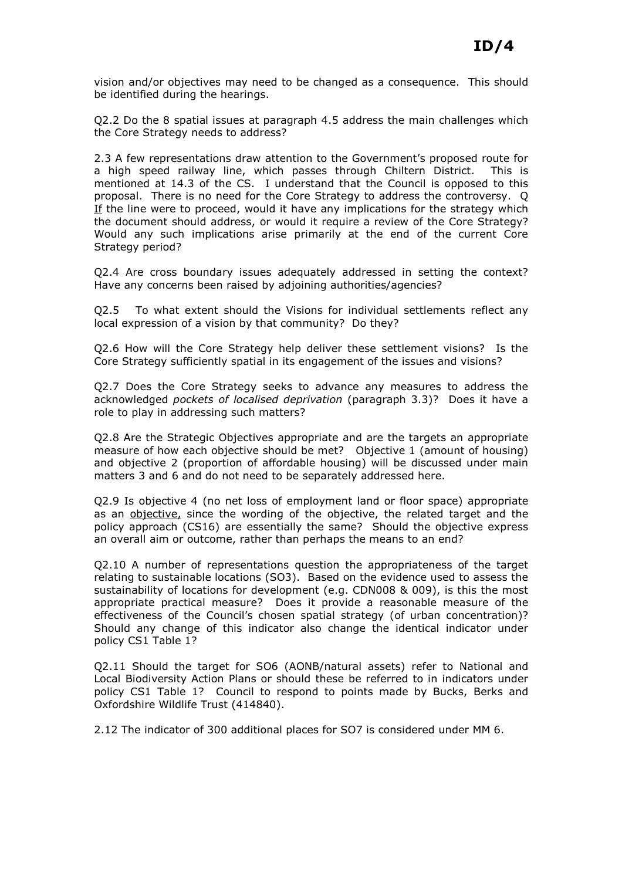vision and/or objectives may need to be changed as a consequence. This should be identified during the hearings.

Q2.2 Do the 8 spatial issues at paragraph 4.5 address the main challenges which the Core Strategy needs to address?

2.3 A few representations draw attention to the Government's proposed route for a high speed railway line, which passes through Chiltern District. This is mentioned at 14.3 of the CS. I understand that the Council is opposed to this proposal. There is no need for the Core Strategy to address the controversy. Q If the line were to proceed, would it have any implications for the strategy which the document should address, or would it require a review of the Core Strategy? Would any such implications arise primarily at the end of the current Core Strategy period?

Q2.4 Are cross boundary issues adequately addressed in setting the context? Have any concerns been raised by adjoining authorities/agencies?

Q2.5 To what extent should the Visions for individual settlements reflect any local expression of a vision by that community? Do they?

Q2.6 How will the Core Strategy help deliver these settlement visions? Is the Core Strategy sufficiently spatial in its engagement of the issues and visions?

Q2.7 Does the Core Strategy seeks to advance any measures to address the acknowledged *pockets of localised deprivation* (paragraph 3.3)? Does it have a role to play in addressing such matters?

Q2.8 Are the Strategic Objectives appropriate and are the targets an appropriate measure of how each objective should be met? Objective 1 (amount of housing) and objective 2 (proportion of affordable housing) will be discussed under main matters 3 and 6 and do not need to be separately addressed here.

Q2.9 Is objective 4 (no net loss of employment land or floor space) appropriate as an objective, since the wording of the objective, the related target and the policy approach (CS16) are essentially the same? Should the objective express an overall aim or outcome, rather than perhaps the means to an end?

Q2.10 A number of representations question the appropriateness of the target relating to sustainable locations (SO3). Based on the evidence used to assess the sustainability of locations for development (e.g. CDN008 & 009), is this the most appropriate practical measure? Does it provide a reasonable measure of the effectiveness of the Council's chosen spatial strategy (of urban concentration)? Should any change of this indicator also change the identical indicator under policy CS1 Table 1?

Q2.11 Should the target for SO6 (AONB/natural assets) refer to National and Local Biodiversity Action Plans or should these be referred to in indicators under policy CS1 Table 1? Council to respond to points made by Bucks, Berks and Oxfordshire Wildlife Trust (414840).

2.12 The indicator of 300 additional places for SO7 is considered under MM 6.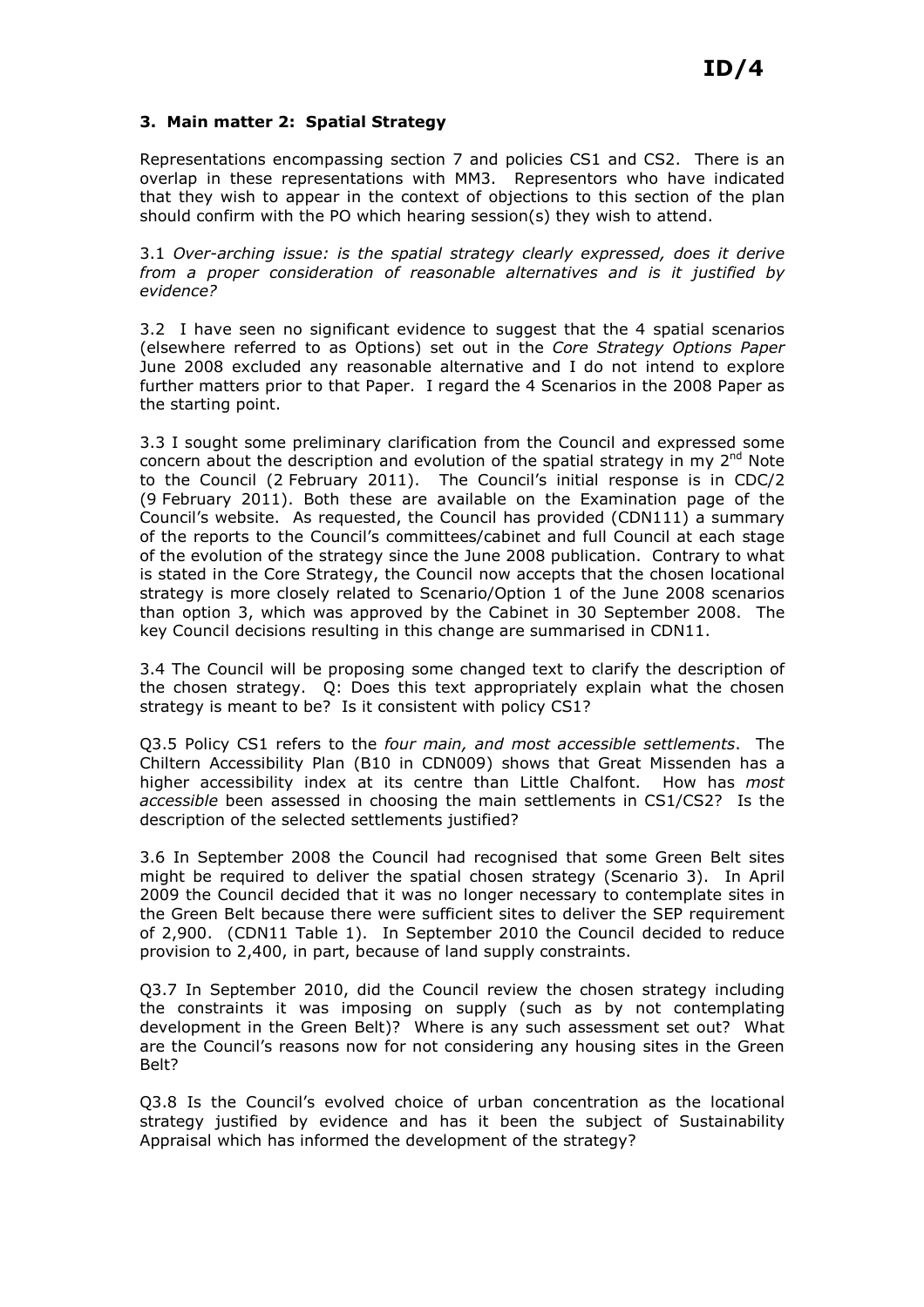### 3. Main matter 2: Spatial Strategy

Representations encompassing section 7 and policies CS1 and CS2. There is an overlap in these representations with MM3. Representors who have indicated that they wish to appear in the context of objections to this section of the plan should confirm with the PO which hearing session(s) they wish to attend.

3.1 *Over-arching issue: is the spatial strategy clearly expressed, does it derive from a proper consideration of reasonable alternatives and is it justified by evidence?*

3.2 I have seen no significant evidence to suggest that the 4 spatial scenarios (elsewhere referred to as Options) set out in the *Core Strategy Options Paper* June 2008 excluded any reasonable alternative and I do not intend to explore further matters prior to that Paper. I regard the 4 Scenarios in the 2008 Paper as the starting point.

3.3 I sought some preliminary clarification from the Council and expressed some concern about the description and evolution of the spatial strategy in my 2nd Note to the Council (2 February 2011). The Council's initial response is in CDC/2 (9 February 2011). Both these are available on the Examination page of the Council's website. As requested, the Council has provided (CDN111) a summary of the reports to the Council's committees/cabinet and full Council at each stage of the evolution of the strategy since the June 2008 publication. Contrary to what is stated in the Core Strategy, the Council now accepts that the chosen locational strategy is more closely related to Scenario/Option 1 of the June 2008 scenarios than option 3, which was approved by the Cabinet in 30 September 2008. The key Council decisions resulting in this change are summarised in CDN11.

3.4 The Council will be proposing some changed text to clarify the description of the chosen strategy. Q: Does this text appropriately explain what the chosen strategy is meant to be? Is it consistent with policy CS1?

Q3.5 Policy CS1 refers to the *four main, and most accessible settlements*. The Chiltern Accessibility Plan (B10 in CDN009) shows that Great Missenden has a higher accessibility index at its centre than Little Chalfont. How has *most accessible* been assessed in choosing the main settlements in CS1/CS2? Is the description of the selected settlements justified?

3.6 In September 2008 the Council had recognised that some Green Belt sites might be required to deliver the spatial chosen strategy (Scenario 3). In April 2009 the Council decided that it was no longer necessary to contemplate sites in the Green Belt because there were sufficient sites to deliver the SEP requirement of 2,900. (CDN11 Table 1). In September 2010 the Council decided to reduce provision to 2,400, in part, because of land supply constraints.

Q3.7 In September 2010, did the Council review the chosen strategy including the constraints it was imposing on supply (such as by not contemplating development in the Green Belt)? Where is any such assessment set out? What are the Council's reasons now for not considering any housing sites in the Green Belt?

Q3.8 Is the Council's evolved choice of urban concentration as the locational strategy justified by evidence and has it been the subject of Sustainability Appraisal which has informed the development of the strategy?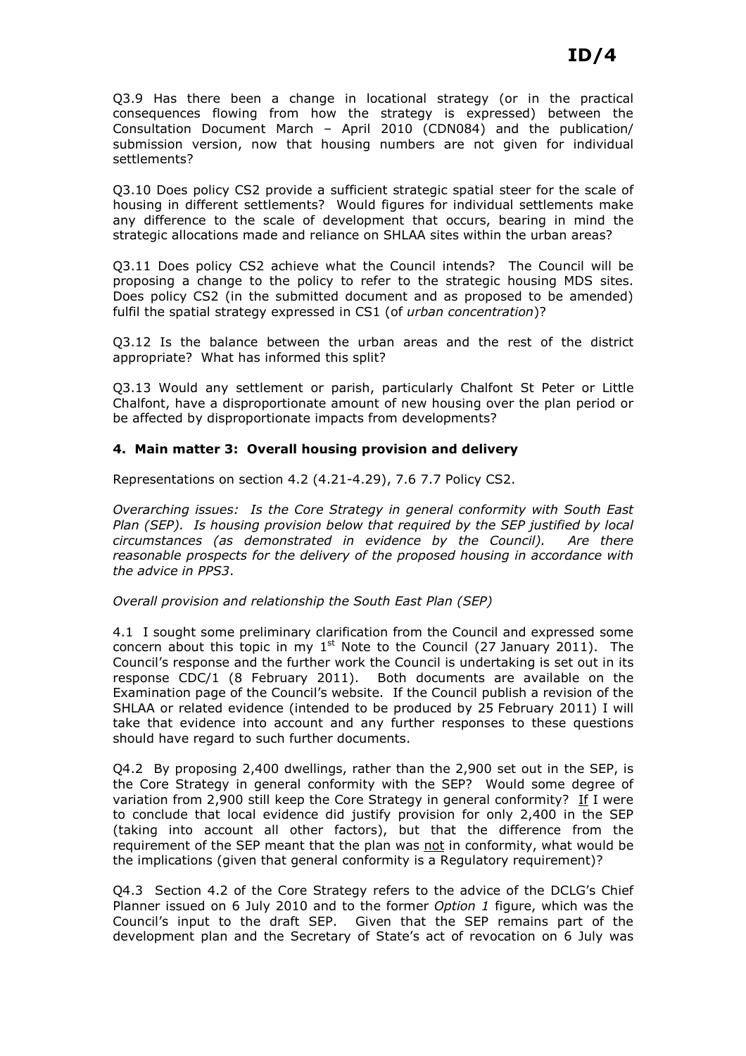Q3.9 Has there been a change in locational strategy (or in the practical consequences flowing from how the strategy is expressed) between the Consultation Document March – April 2010 (CDN084) and the publication/ submission version, now that housing numbers are not given for individual settlements?

Q3.10 Does policy CS2 provide a sufficient strategic spatial steer for the scale of housing in different settlements? Would figures for individual settlements make any difference to the scale of development that occurs, bearing in mind the strategic allocations made and reliance on SHLAA sites within the urban areas?

Q3.11 Does policy CS2 achieve what the Council intends? The Council will be proposing a change to the policy to refer to the strategic housing MDS sites. Does policy CS2 (in the submitted document and as proposed to be amended) fulfil the spatial strategy expressed in CS1 (of *urban concentration*)?

Q3.12 Is the balance between the urban areas and the rest of the district appropriate? What has informed this split?

Q3.13 Would any settlement or parish, particularly Chalfont St Peter or Little Chalfont, have a disproportionate amount of new housing over the plan period or be affected by disproportionate impacts from developments?

## 4. Main matter 3: Overall housing provision and delivery

Representations on section 4.2 (4.21-4.29), 7.6 7.7 Policy CS2.

*Overarching issues: Is the Core Strategy in general conformity with South East Plan (SEP). Is housing provision below that required by the SEP justified by local circumstances (as demonstrated in evidence by the Council). Are there reasonable prospects for the delivery of the proposed housing in accordance with the advice in PPS3*.

*Overall provision and relationship the South East Plan (SEP)*

4.1 I sought some preliminary clarification from the Council and expressed some concern about this topic in my 1st Note to the Council (27 January 2011). The Council's response and the further work the Council is undertaking is set out in its response CDC/1 (8 February 2011). Both documents are available on the Examination page of the Council's website. If the Council publish a revision of the SHLAA or related evidence (intended to be produced by 25 February 2011) I will take that evidence into account and any further responses to these questions should have regard to such further documents.

Q4.2 By proposing 2,400 dwellings, rather than the 2,900 set out in the SEP, is the Core Strategy in general conformity with the SEP? Would some degree of variation from 2,900 still keep the Core Strategy in general conformity? If I were to conclude that local evidence did justify provision for only 2,400 in the SEP (taking into account all other factors), but that the difference from the requirement of the SEP meant that the plan was not in conformity, what would be the implications (given that general conformity is a Regulatory requirement)?

Q4.3 Section 4.2 of the Core Strategy refers to the advice of the DCLG's Chief Planner issued on 6 July 2010 and to the former *Option 1* figure, which was the Council's input to the draft SEP. Given that the SEP remains part of the development plan and the Secretary of State's act of revocation on 6 July was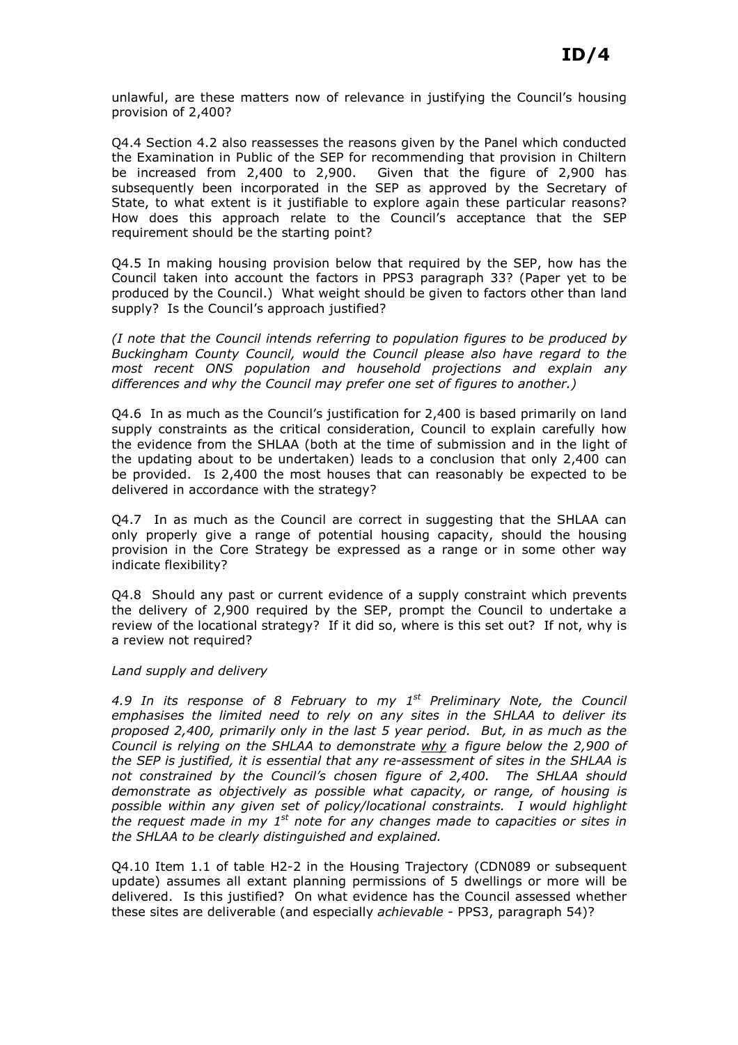unlawful, are these matters now of relevance in justifying the Council's housing provision of 2,400?

Q4.4 Section 4.2 also reassesses the reasons given by the Panel which conducted the Examination in Public of the SEP for recommending that provision in Chiltern be increased from 2,400 to 2,900. Given that the figure of 2,900 has subsequently been incorporated in the SEP as approved by the Secretary of State, to what extent is it justifiable to explore again these particular reasons? How does this approach relate to the Council's acceptance that the SEP requirement should be the starting point?

Q4.5 In making housing provision below that required by the SEP, how has the Council taken into account the factors in PPS3 paragraph 33? (Paper yet to be produced by the Council.) What weight should be given to factors other than land supply? Is the Council's approach justified?

*(I note that the Council intends referring to population figures to be produced by Buckingham County Council, would the Council please also have regard to the most recent ONS population and household projections and explain any differences and why the Council may prefer one set of figures to another.)*

Q4.6 In as much as the Council's justification for 2,400 is based primarily on land supply constraints as the critical consideration, Council to explain carefully how the evidence from the SHLAA (both at the time of submission and in the light of the updating about to be undertaken) leads to a conclusion that only 2,400 can be provided. Is 2,400 the most houses that can reasonably be expected to be delivered in accordance with the strategy?

Q4.7 In as much as the Council are correct in suggesting that the SHLAA can only properly give a range of potential housing capacity, should the housing provision in the Core Strategy be expressed as a range or in some other way indicate flexibility?

Q4.8 Should any past or current evidence of a supply constraint which prevents the delivery of 2,900 required by the SEP, prompt the Council to undertake a review of the locational strategy? If it did so, where is this set out? If not, why is a review not required?

*Land supply and delivery*

*4.9 In its response of 8 February to my 1st Preliminary Note, the Council emphasises the limited need to rely on any sites in the SHLAA to deliver its proposed 2,400, primarily only in the last 5 year period. But, in as much as the Council is relying on the SHLAA to demonstrate <u>why</u> a figure below the 2,900 of the SEP is justified, it is essential that any re-assessment of sites in the SHLAA is not constrained by the Council's chosen figure of 2,400. The SHLAA should demonstrate as objectively as possible what capacity, or range, of housing is possible within any given set of policy/locational constraints. I would highlight the request made in my 1st note for any changes made to capacities or sites in the SHLAA to be clearly distinguished and explained.*

Q4.10 Item 1.1 of table H2-2 in the Housing Trajectory (CDN089 or subsequent update) assumes all extant planning permissions of 5 dwellings or more will be delivered. Is this justified? On what evidence has the Council assessed whether these sites are deliverable (and especially *achievable* - PPS3, paragraph 54)?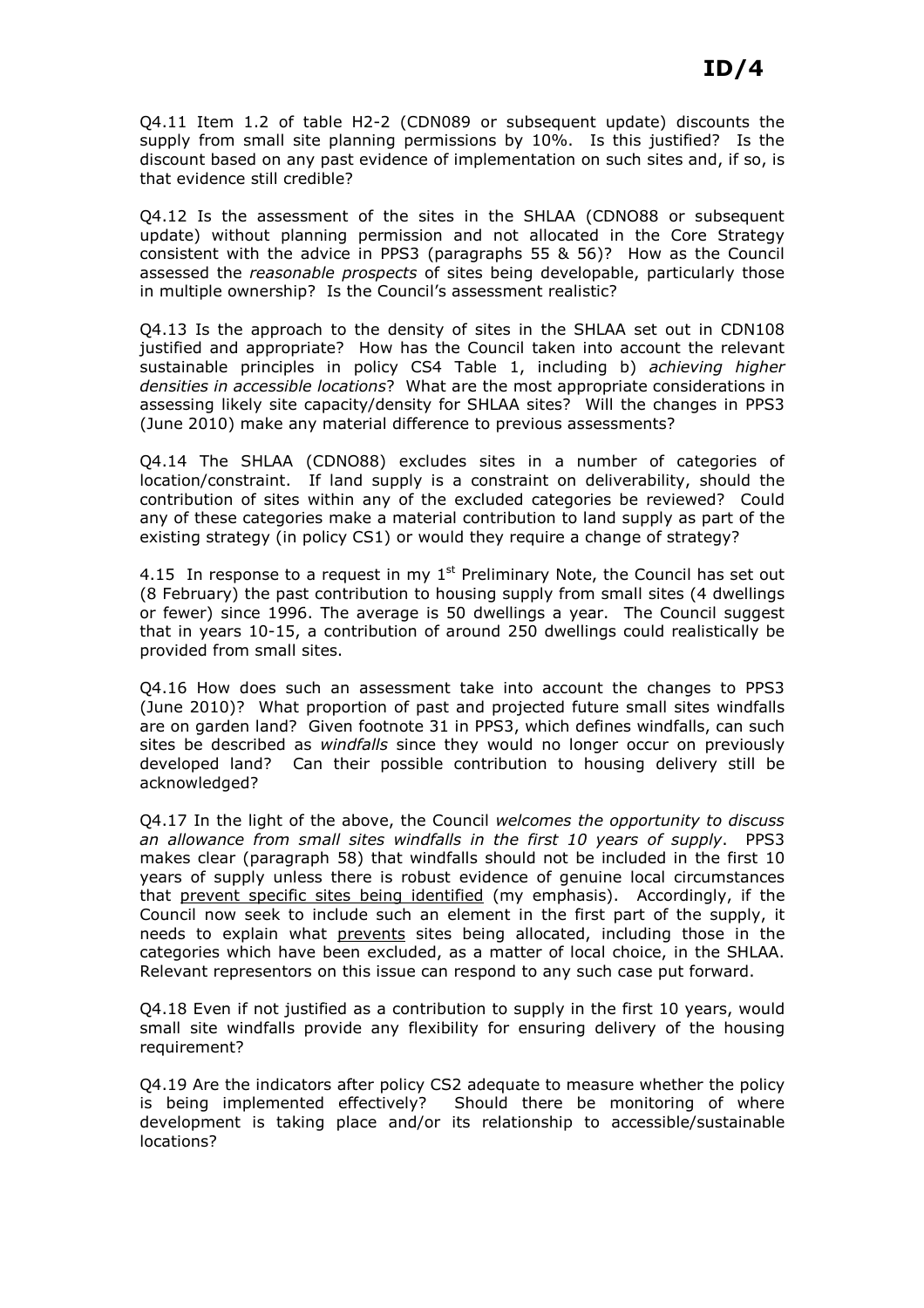Q4.11 Item 1.2 of table H2-2 (CDN089 or subsequent update) discounts the supply from small site planning permissions by 10%. Is this justified? Is the discount based on any past evidence of implementation on such sites and, if so, is that evidence still credible?

Q4.12 Is the assessment of the sites in the SHLAA (CDNO88 or subsequent update) without planning permission and not allocated in the Core Strategy consistent with the advice in PPS3 (paragraphs 55 & 56)? How as the Council assessed the *reasonable prospects* of sites being developable, particularly those in multiple ownership? Is the Council's assessment realistic?

Q4.13 Is the approach to the density of sites in the SHLAA set out in CDN108 justified and appropriate? How has the Council taken into account the relevant sustainable principles in policy CS4 Table 1, including b) *achieving higher densities in accessible locations*? What are the most appropriate considerations in assessing likely site capacity/density for SHLAA sites? Will the changes in PPS3 (June 2010) make any material difference to previous assessments?

Q4.14 The SHLAA (CDNO88) excludes sites in a number of categories of location/constraint. If land supply is a constraint on deliverability, should the contribution of sites within any of the excluded categories be reviewed? Could any of these categories make a material contribution to land supply as part of the existing strategy (in policy CS1) or would they require a change of strategy?

4.15 In response to a request in my 1st Preliminary Note, the Council has set out (8 February) the past contribution to housing supply from small sites (4 dwellings or fewer) since 1996. The average is 50 dwellings a year. The Council suggest that in years 10-15, a contribution of around 250 dwellings could realistically be provided from small sites.

Q4.16 How does such an assessment take into account the changes to PPS3 (June 2010)? What proportion of past and projected future small sites windfalls are on garden land? Given footnote 31 in PPS3, which defines windfalls, can such sites be described as *windfalls* since they would no longer occur on previously developed land? Can their possible contribution to housing delivery still be acknowledged?

Q4.17 In the light of the above, the Council *welcomes the opportunity to discuss an allowance from small sites windfalls in the first 10 years of supply*. PPS3 makes clear (paragraph 58) that windfalls should not be included in the first 10 years of supply unless there is robust evidence of genuine local circumstances that <u>prevent specific sites being identified</u> (my emphasis). Accordingly, if the Council now seek to include such an element in the first part of the supply, it needs to explain what <u>prevents</u> sites being allocated, including those in the categories which have been excluded, as a matter of local choice, in the SHLAA. Relevant representors on this issue can respond to any such case put forward.

Q4.18 Even if not justified as a contribution to supply in the first 10 years, would small site windfalls provide any flexibility for ensuring delivery of the housing requirement?

Q4.19 Are the indicators after policy CS2 adequate to measure whether the policy is being implemented effectively? Should there be monitoring of where development is taking place and/or its relationship to accessible/sustainable locations?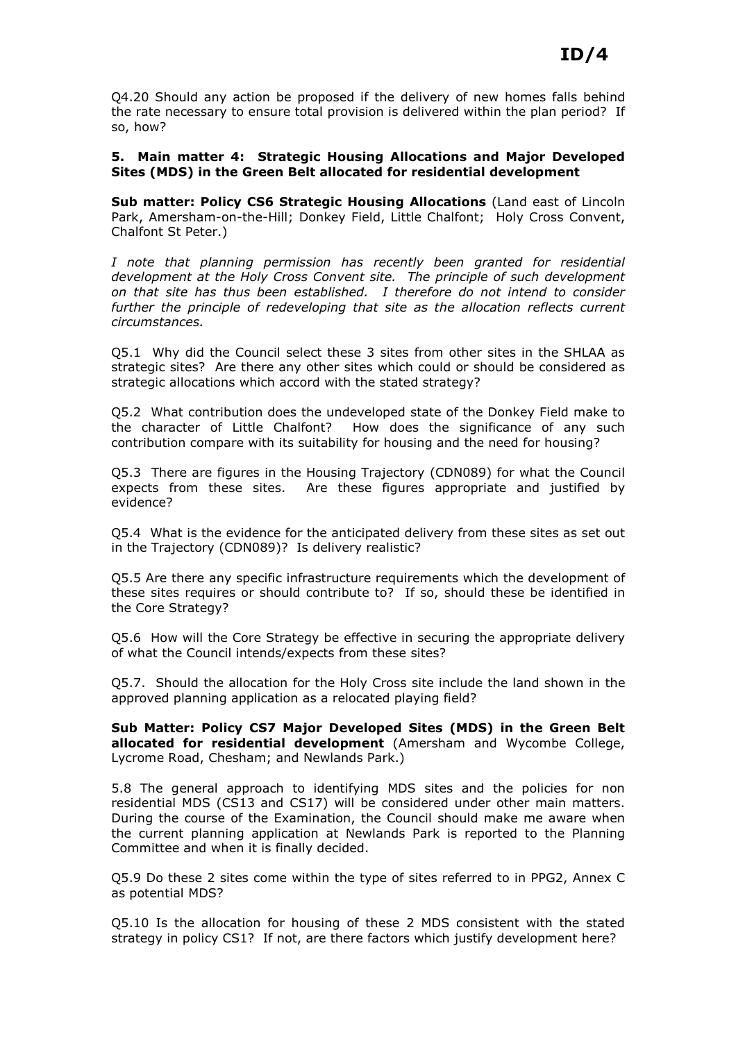Q4.20 Should any action be proposed if the delivery of new homes falls behind the rate necessary to ensure total provision is delivered within the plan period? If so, how?

## 5. Main matter 4: Strategic Housing Allocations and Major Developed Sites (MDS) in the Green Belt allocated for residential development

**Sub matter: Policy CS6 Strategic Housing Allocations** (Land east of Lincoln Park, Amersham-on-the-Hill; Donkey Field, Little Chalfont; Holy Cross Convent, Chalfont St Peter.)

*I note that planning permission has recently been granted for residential development at the Holy Cross Convent site. The principle of such development on that site has thus been established. I therefore do not intend to consider further the principle of redeveloping that site as the allocation reflects current circumstances.*

Q5.1 Why did the Council select these 3 sites from other sites in the SHLAA as strategic sites? Are there any other sites which could or should be considered as strategic allocations which accord with the stated strategy?

Q5.2 What contribution does the undeveloped state of the Donkey Field make to the character of Little Chalfont? How does the significance of any such contribution compare with its suitability for housing and the need for housing?

Q5.3 There are figures in the Housing Trajectory (CDN089) for what the Council expects from these sites. Are these figures appropriate and justified by evidence?

Q5.4 What is the evidence for the anticipated delivery from these sites as set out in the Trajectory (CDN089)? Is delivery realistic?

Q5.5 Are there any specific infrastructure requirements which the development of these sites requires or should contribute to? If so, should these be identified in the Core Strategy?

Q5.6 How will the Core Strategy be effective in securing the appropriate delivery of what the Council intends/expects from these sites?

Q5.7. Should the allocation for the Holy Cross site include the land shown in the approved planning application as a relocated playing field?

**Sub Matter: Policy CS7 Major Developed Sites (MDS) in the Green Belt allocated for residential development** (Amersham and Wycombe College, Lycrome Road, Chesham; and Newlands Park.)

5.8 The general approach to identifying MDS sites and the policies for non residential MDS (CS13 and CS17) will be considered under other main matters. During the course of the Examination, the Council should make me aware when the current planning application at Newlands Park is reported to the Planning Committee and when it is finally decided.

Q5.9 Do these 2 sites come within the type of sites referred to in PPG2, Annex C as potential MDS?

Q5.10 Is the allocation for housing of these 2 MDS consistent with the stated strategy in policy CS1? If not, are there factors which justify development here?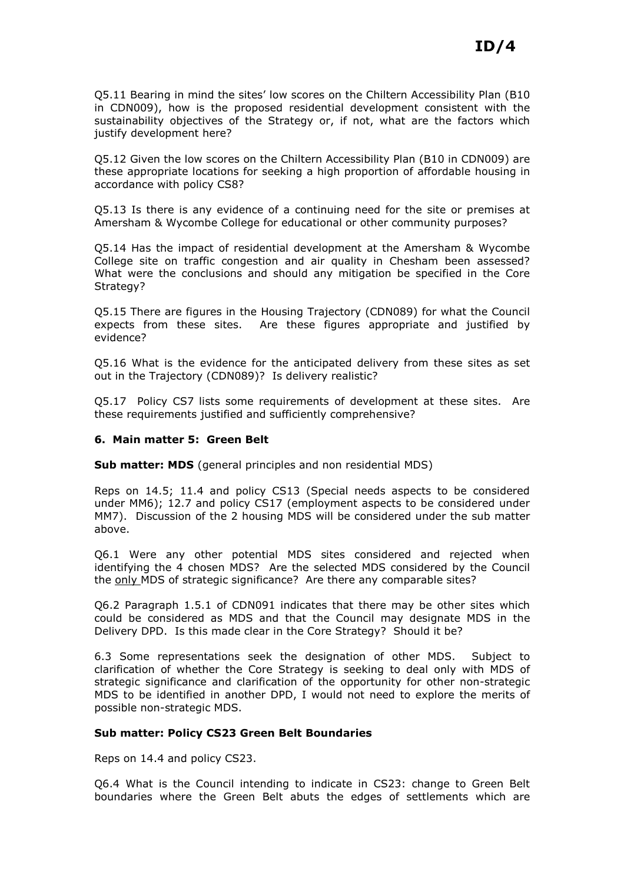Q5.11 Bearing in mind the sites' low scores on the Chiltern Accessibility Plan (B10 in CDN009), how is the proposed residential development consistent with the sustainability objectives of the Strategy or, if not, what are the factors which justify development here?

Q5.12 Given the low scores on the Chiltern Accessibility Plan (B10 in CDN009) are these appropriate locations for seeking a high proportion of affordable housing in accordance with policy CS8?

Q5.13 Is there is any evidence of a continuing need for the site or premises at Amersham & Wycombe College for educational or other community purposes?

Q5.14 Has the impact of residential development at the Amersham & Wycombe College site on traffic congestion and air quality in Chesham been assessed? What were the conclusions and should any mitigation be specified in the Core Strategy?

Q5.15 There are figures in the Housing Trajectory (CDN089) for what the Council expects from these sites. Are these figures appropriate and justified by evidence?

Q5.16 What is the evidence for the anticipated delivery from these sites as set out in the Trajectory (CDN089)? Is delivery realistic?

Q5.17 Policy CS7 lists some requirements of development at these sites. Are these requirements justified and sufficiently comprehensive?

## 6. Main matter 5: Green Belt

**Sub matter: MDS** (general principles and non residential MDS)

Reps on 14.5; 11.4 and policy CS13 (Special needs aspects to be considered under MM6); 12.7 and policy CS17 (employment aspects to be considered under MM7). Discussion of the 2 housing MDS will be considered under the sub matter above.

Q6.1 Were any other potential MDS sites considered and rejected when identifying the 4 chosen MDS? Are the selected MDS considered by the Council the only MDS of strategic significance? Are there any comparable sites?

Q6.2 Paragraph 1.5.1 of CDN091 indicates that there may be other sites which could be considered as MDS and that the Council may designate MDS in the Delivery DPD. Is this made clear in the Core Strategy? Should it be?

6.3 Some representations seek the designation of other MDS. Subject to clarification of whether the Core Strategy is seeking to deal only with MDS of strategic significance and clarification of the opportunity for other non-strategic MDS to be identified in another DPD, I would not need to explore the merits of possible non-strategic MDS.

**Sub matter: Policy CS23 Green Belt Boundaries**

Reps on 14.4 and policy CS23.

Q6.4 What is the Council intending to indicate in CS23: change to Green Belt boundaries where the Green Belt abuts the edges of settlements which are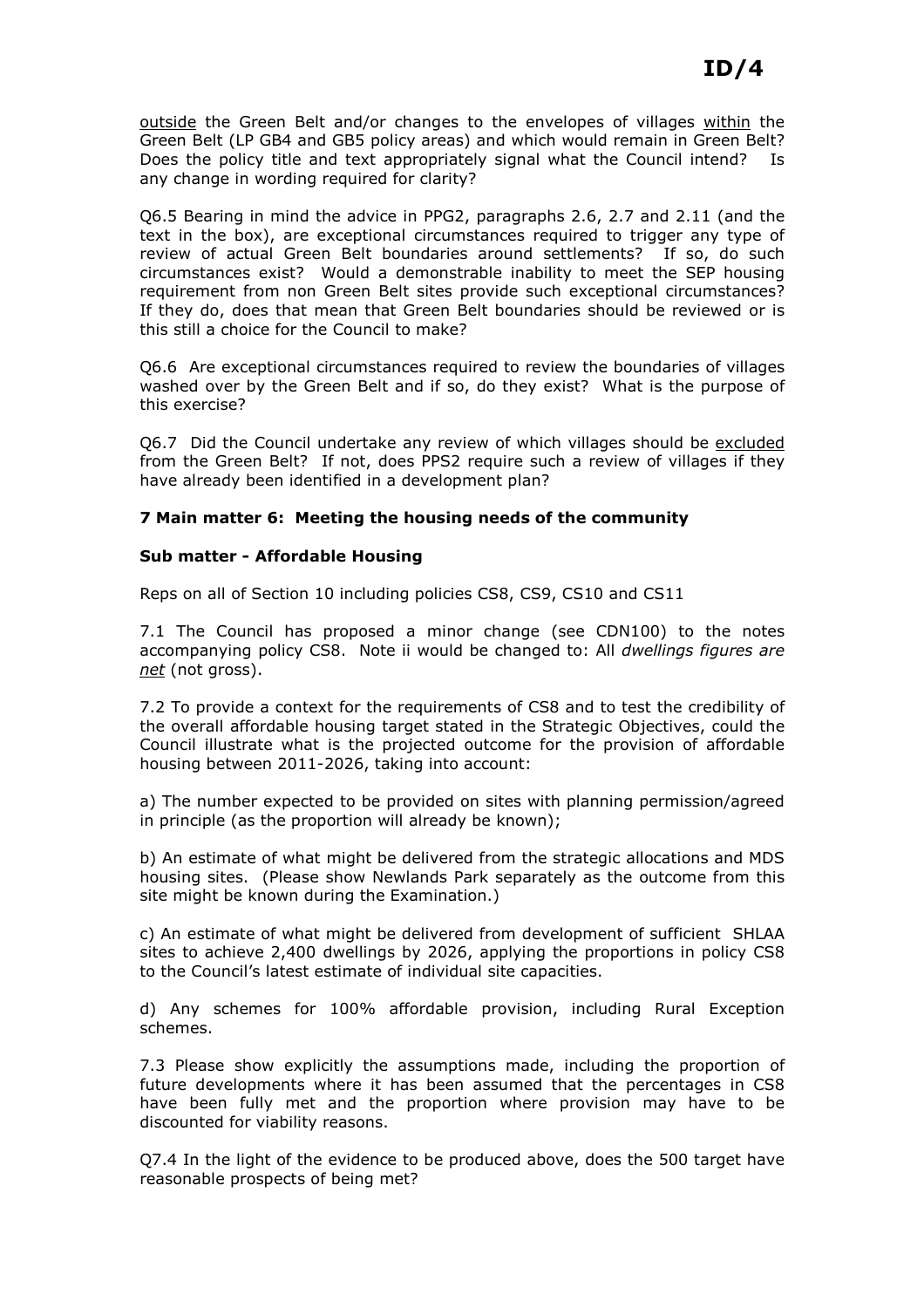outside the Green Belt and/or changes to the envelopes of villages within the Green Belt (LP GB4 and GB5 policy areas) and which would remain in Green Belt? Does the policy title and text appropriately signal what the Council intend? Is any change in wording required for clarity?

Q6.5 Bearing in mind the advice in PPG2, paragraphs 2.6, 2.7 and 2.11 (and the text in the box), are exceptional circumstances required to trigger any type of review of actual Green Belt boundaries around settlements? If so, do such circumstances exist? Would a demonstrable inability to meet the SEP housing requirement from non Green Belt sites provide such exceptional circumstances? If they do, does that mean that Green Belt boundaries should be reviewed or is this still a choice for the Council to make?

Q6.6 Are exceptional circumstances required to review the boundaries of villages washed over by the Green Belt and if so, do they exist? What is the purpose of this exercise?

Q6.7 Did the Council undertake any review of which villages should be excluded from the Green Belt? If not, does PPS2 require such a review of villages if they have already been identified in a development plan?

**7 Main matter 6: Meeting the housing needs of the community**

**Sub matter - Affordable Housing**

Reps on all of Section 10 including policies CS8, CS9, CS10 and CS11

7.1 The Council has proposed a minor change (see CDN100) to the notes accompanying policy CS8. Note ii would be changed to: All *dwellings figures are net* (not gross).

7.2 To provide a context for the requirements of CS8 and to test the credibility of the overall affordable housing target stated in the Strategic Objectives, could the Council illustrate what is the projected outcome for the provision of affordable housing between 2011-2026, taking into account:

a) The number expected to be provided on sites with planning permission/agreed in principle (as the proportion will already be known);

b) An estimate of what might be delivered from the strategic allocations and MDS housing sites. (Please show Newlands Park separately as the outcome from this site might be known during the Examination.)

c) An estimate of what might be delivered from development of sufficient SHLAA sites to achieve 2,400 dwellings by 2026, applying the proportions in policy CS8 to the Council's latest estimate of individual site capacities.

d) Any schemes for 100% affordable provision, including Rural Exception schemes.

7.3 Please show explicitly the assumptions made, including the proportion of future developments where it has been assumed that the percentages in CS8 have been fully met and the proportion where provision may have to be discounted for viability reasons.

Q7.4 In the light of the evidence to be produced above, does the 500 target have reasonable prospects of being met?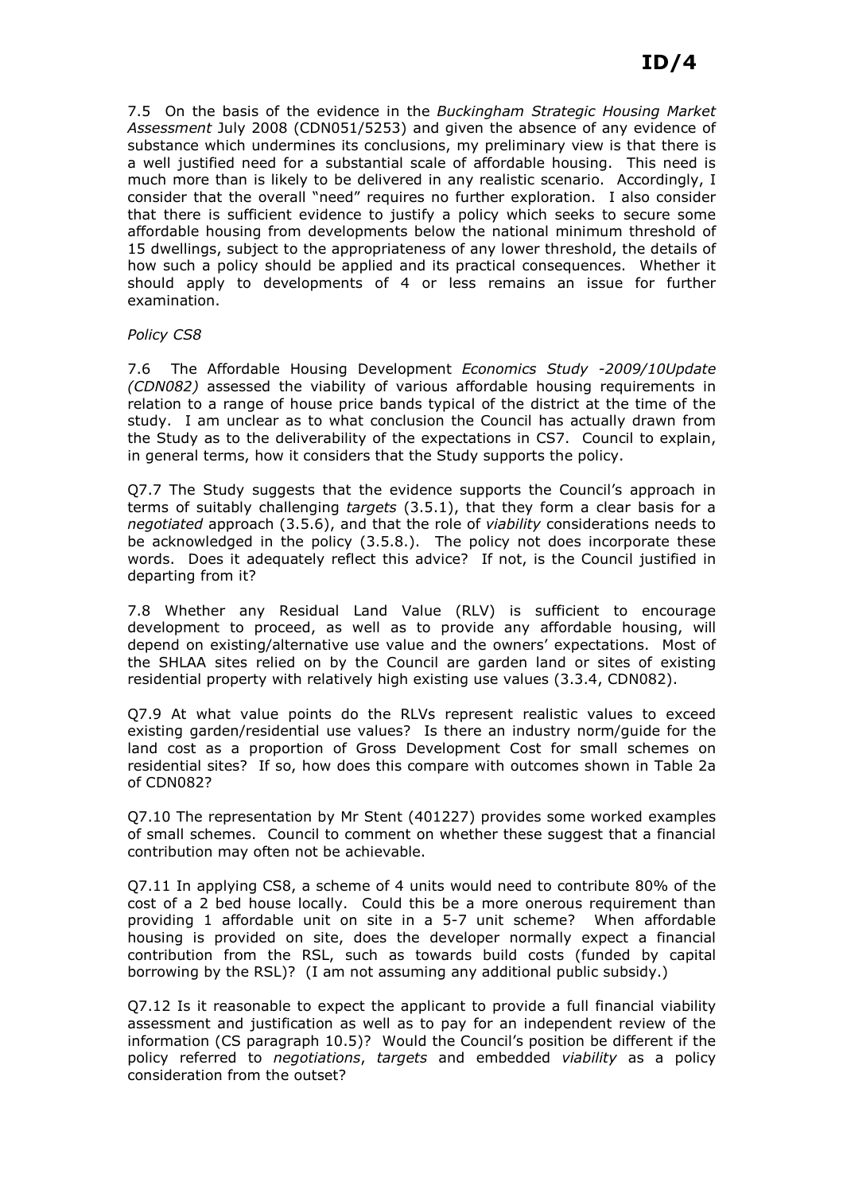7.5 On the basis of the evidence in the *Buckingham Strategic Housing Market Assessment* July 2008 (CDN051/5253) and given the absence of any evidence of substance which undermines its conclusions, my preliminary view is that there is a well justified need for a substantial scale of affordable housing. This need is much more than is likely to be delivered in any realistic scenario. Accordingly, I consider that the overall "need" requires no further exploration. I also consider that there is sufficient evidence to justify a policy which seeks to secure some affordable housing from developments below the national minimum threshold of 15 dwellings, subject to the appropriateness of any lower threshold, the details of how such a policy should be applied and its practical consequences. Whether it should apply to developments of 4 or less remains an issue for further examination.

*Policy CS8*

7.6 The Affordable Housing Development *Economics Study -2009/10Update (CDN082)* assessed the viability of various affordable housing requirements in relation to a range of house price bands typical of the district at the time of the study. I am unclear as to what conclusion the Council has actually drawn from the Study as to the deliverability of the expectations in CS7. Council to explain, in general terms, how it considers that the Study supports the policy.

Q7.7 The Study suggests that the evidence supports the Council's approach in terms of suitably challenging *targets* (3.5.1), that they form a clear basis for a *negotiated* approach (3.5.6), and that the role of *viability* considerations needs to be acknowledged in the policy (3.5.8.). The policy not does incorporate these words. Does it adequately reflect this advice? If not, is the Council justified in departing from it?

7.8 Whether any Residual Land Value (RLV) is sufficient to encourage development to proceed, as well as to provide any affordable housing, will depend on existing/alternative use value and the owners' expectations. Most of the SHLAA sites relied on by the Council are garden land or sites of existing residential property with relatively high existing use values (3.3.4, CDN082).

Q7.9 At what value points do the RLVs represent realistic values to exceed existing garden/residential use values? Is there an industry norm/guide for the land cost as a proportion of Gross Development Cost for small schemes on residential sites? If so, how does this compare with outcomes shown in Table 2a of CDN082?

Q7.10 The representation by Mr Stent (401227) provides some worked examples of small schemes. Council to comment on whether these suggest that a financial contribution may often not be achievable.

Q7.11 In applying CS8, a scheme of 4 units would need to contribute 80% of the cost of a 2 bed house locally. Could this be a more onerous requirement than providing 1 affordable unit on site in a 5-7 unit scheme? When affordable housing is provided on site, does the developer normally expect a financial contribution from the RSL, such as towards build costs (funded by capital borrowing by the RSL)? (I am not assuming any additional public subsidy.)

Q7.12 Is it reasonable to expect the applicant to provide a full financial viability assessment and justification as well as to pay for an independent review of the information (CS paragraph 10.5)? Would the Council's position be different if the policy referred to *negotiations*, *targets* and embedded *viability* as a policy consideration from the outset?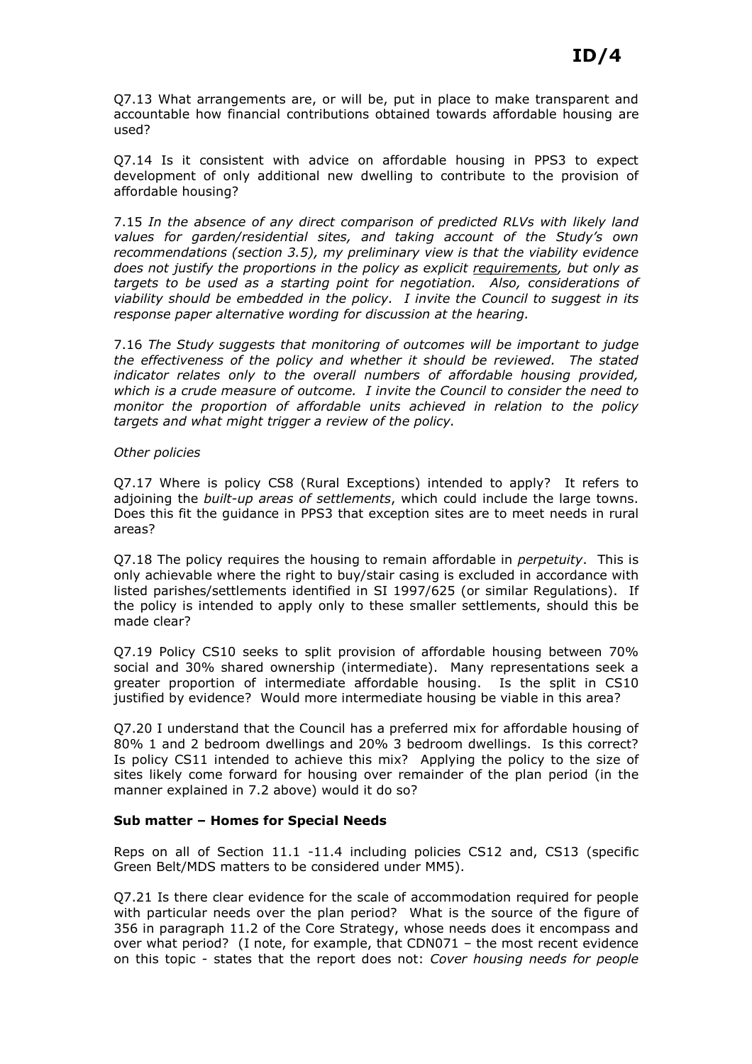Q7.13 What arrangements are, or will be, put in place to make transparent and accountable how financial contributions obtained towards affordable housing are used?

Q7.14 Is it consistent with advice on affordable housing in PPS3 to expect development of only additional new dwelling to contribute to the provision of affordable housing?

7.15 *In the absence of any direct comparison of predicted RLVs with likely land values for garden/residential sites, and taking account of the Study's own recommendations (section 3.5), my preliminary view is that the viability evidence does not justify the proportions in the policy as explicit <u>requirements</u>, but only as targets to be used as a starting point for negotiation. Also, considerations of viability should be embedded in the policy. I invite the Council to suggest in its response paper alternative wording for discussion at the hearing.*

7.16 *The Study suggests that monitoring of outcomes will be important to judge the effectiveness of the policy and whether it should be reviewed. The stated indicator relates only to the overall numbers of affordable housing provided, which is a crude measure of outcome. I invite the Council to consider the need to monitor the proportion of affordable units achieved in relation to the policy targets and what might trigger a review of the policy.*

*Other policies*

Q7.17 Where is policy CS8 (Rural Exceptions) intended to apply? It refers to adjoining the *built-up areas of settlements*, which could include the large towns. Does this fit the guidance in PPS3 that exception sites are to meet needs in rural areas?

Q7.18 The policy requires the housing to remain affordable in *perpetuity*. This is only achievable where the right to buy/stair casing is excluded in accordance with listed parishes/settlements identified in SI 1997/625 (or similar Regulations). If the policy is intended to apply only to these smaller settlements, should this be made clear?

Q7.19 Policy CS10 seeks to split provision of affordable housing between 70% social and 30% shared ownership (intermediate). Many representations seek a greater proportion of intermediate affordable housing. Is the split in CS10 justified by evidence? Would more intermediate housing be viable in this area?

Q7.20 I understand that the Council has a preferred mix for affordable housing of 80% 1 and 2 bedroom dwellings and 20% 3 bedroom dwellings. Is this correct? Is policy CS11 intended to achieve this mix? Applying the policy to the size of sites likely come forward for housing over remainder of the plan period (in the manner explained in 7.2 above) would it do so?

**Sub matter – Homes for Special Needs**

Reps on all of Section 11.1 -11.4 including policies CS12 and, CS13 (specific Green Belt/MDS matters to be considered under MM5).

Q7.21 Is there clear evidence for the scale of accommodation required for people with particular needs over the plan period? What is the source of the figure of 356 in paragraph 11.2 of the Core Strategy, whose needs does it encompass and over what period? (I note, for example, that CDN071 – the most recent evidence on this topic - states that the report does not: *Cover housing needs for people*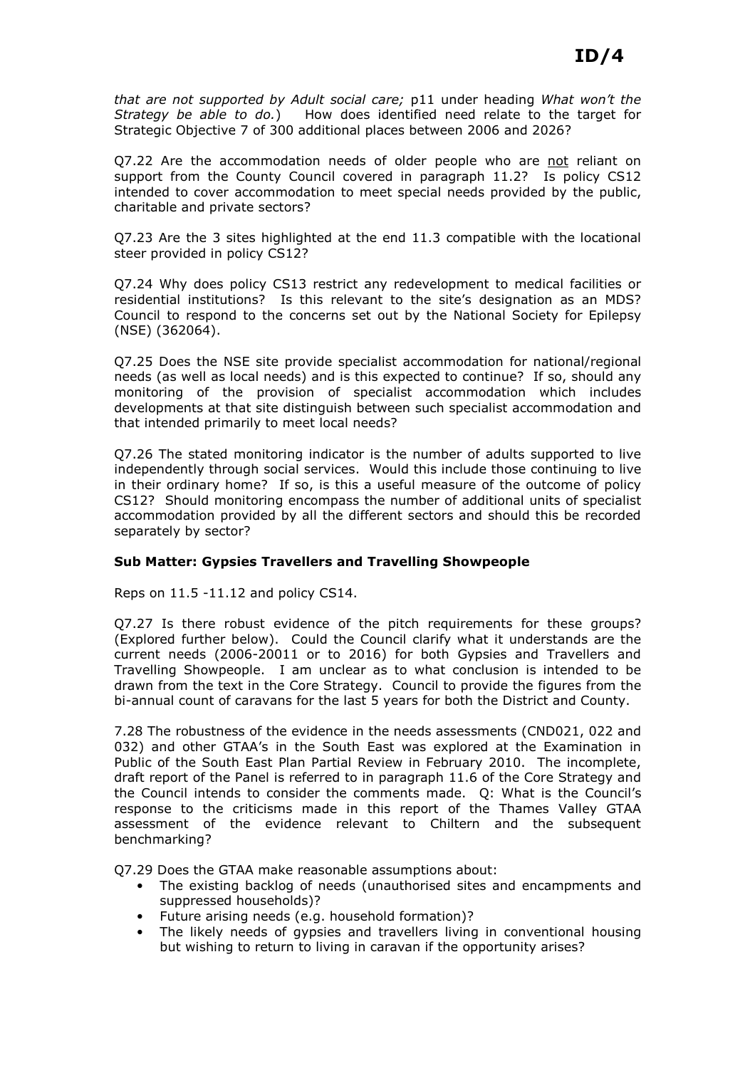*that are not supported by Adult social care;* p11 under heading *What won't the Strategy be able to do.*) How does identified need relate to the target for Strategic Objective 7 of 300 additional places between 2006 and 2026?

Q7.22 Are the accommodation needs of older people who are not reliant on support from the County Council covered in paragraph 11.2? Is policy CS12 intended to cover accommodation to meet special needs provided by the public, charitable and private sectors?

Q7.23 Are the 3 sites highlighted at the end 11.3 compatible with the locational steer provided in policy CS12?

Q7.24 Why does policy CS13 restrict any redevelopment to medical facilities or residential institutions? Is this relevant to the site's designation as an MDS? Council to respond to the concerns set out by the National Society for Epilepsy (NSE) (362064).

Q7.25 Does the NSE site provide specialist accommodation for national/regional needs (as well as local needs) and is this expected to continue? If so, should any monitoring of the provision of specialist accommodation which includes developments at that site distinguish between such specialist accommodation and that intended primarily to meet local needs?

Q7.26 The stated monitoring indicator is the number of adults supported to live independently through social services. Would this include those continuing to live in their ordinary home? If so, is this a useful measure of the outcome of policy CS12? Should monitoring encompass the number of additional units of specialist accommodation provided by all the different sectors and should this be recorded separately by sector?

**Sub Matter: Gypsies Travellers and Travelling Showpeople**

Reps on 11.5 -11.12 and policy CS14.

Q7.27 Is there robust evidence of the pitch requirements for these groups? (Explored further below). Could the Council clarify what it understands are the current needs (2006-20011 or to 2016) for both Gypsies and Travellers and Travelling Showpeople. I am unclear as to what conclusion is intended to be drawn from the text in the Core Strategy. Council to provide the figures from the bi-annual count of caravans for the last 5 years for both the District and County.

7.28 The robustness of the evidence in the needs assessments (CND021, 022 and 032) and other GTAA's in the South East was explored at the Examination in Public of the South East Plan Partial Review in February 2010. The incomplete, draft report of the Panel is referred to in paragraph 11.6 of the Core Strategy and the Council intends to consider the comments made. Q: What is the Council's response to the criticisms made in this report of the Thames Valley GTAA assessment of the evidence relevant to Chiltern and the subsequent benchmarking?

Q7.29 Does the GTAA make reasonable assumptions about:

- The existing backlog of needs (unauthorised sites and encampments and suppressed households)?
- Future arising needs (e.g. household formation)?
- The likely needs of gypsies and travellers living in conventional housing but wishing to return to living in caravan if the opportunity arises?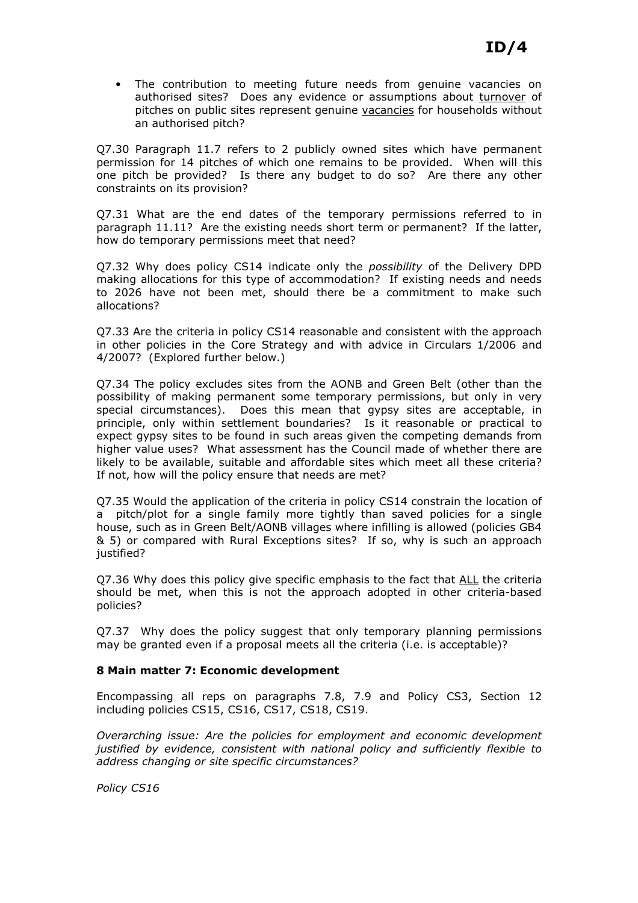- The contribution to meeting future needs from genuine vacancies on authorised sites? Does any evidence or assumptions about <u>turnover</u> of pitches on public sites represent genuine <u>vacancies</u> for households without an authorised pitch?

Q7.30 Paragraph 11.7 refers to 2 publicly owned sites which have permanent permission for 14 pitches of which one remains to be provided. When will this one pitch be provided? Is there any budget to do so? Are there any other constraints on its provision?

Q7.31 What are the end dates of the temporary permissions referred to in paragraph 11.11? Are the existing needs short term or permanent? If the latter, how do temporary permissions meet that need?

Q7.32 Why does policy CS14 indicate only the *possibility* of the Delivery DPD making allocations for this type of accommodation? If existing needs and needs to 2026 have not been met, should there be a commitment to make such allocations?

Q7.33 Are the criteria in policy CS14 reasonable and consistent with the approach in other policies in the Core Strategy and with advice in Circulars 1/2006 and 4/2007? (Explored further below.)

Q7.34 The policy excludes sites from the AONB and Green Belt (other than the possibility of making permanent some temporary permissions, but only in very special circumstances). Does this mean that gypsy sites are acceptable, in principle, only within settlement boundaries? Is it reasonable or practical to expect gypsy sites to be found in such areas given the competing demands from higher value uses? What assessment has the Council made of whether there are likely to be available, suitable and affordable sites which meet all these criteria? If not, how will the policy ensure that needs are met?

Q7.35 Would the application of the criteria in policy CS14 constrain the location of a pitch/plot for a single family more tightly than saved policies for a single house, such as in Green Belt/AONB villages where infilling is allowed (policies GB4 & 5) or compared with Rural Exceptions sites? If so, why is such an approach justified?

Q7.36 Why does this policy give specific emphasis to the fact that <u>ALL</u> the criteria should be met, when this is not the approach adopted in other criteria-based policies?

Q7.37 Why does the policy suggest that only temporary planning permissions may be granted even if a proposal meets all the criteria (i.e. is acceptable)?

## 8 Main matter 7: Economic development

Encompassing all reps on paragraphs 7.8, 7.9 and Policy CS3, Section 12 including policies CS15, CS16, CS17, CS18, CS19.

*Overarching issue: Are the policies for employment and economic development justified by evidence, consistent with national policy and sufficiently flexible to address changing or site specific circumstances?*

*Policy CS16*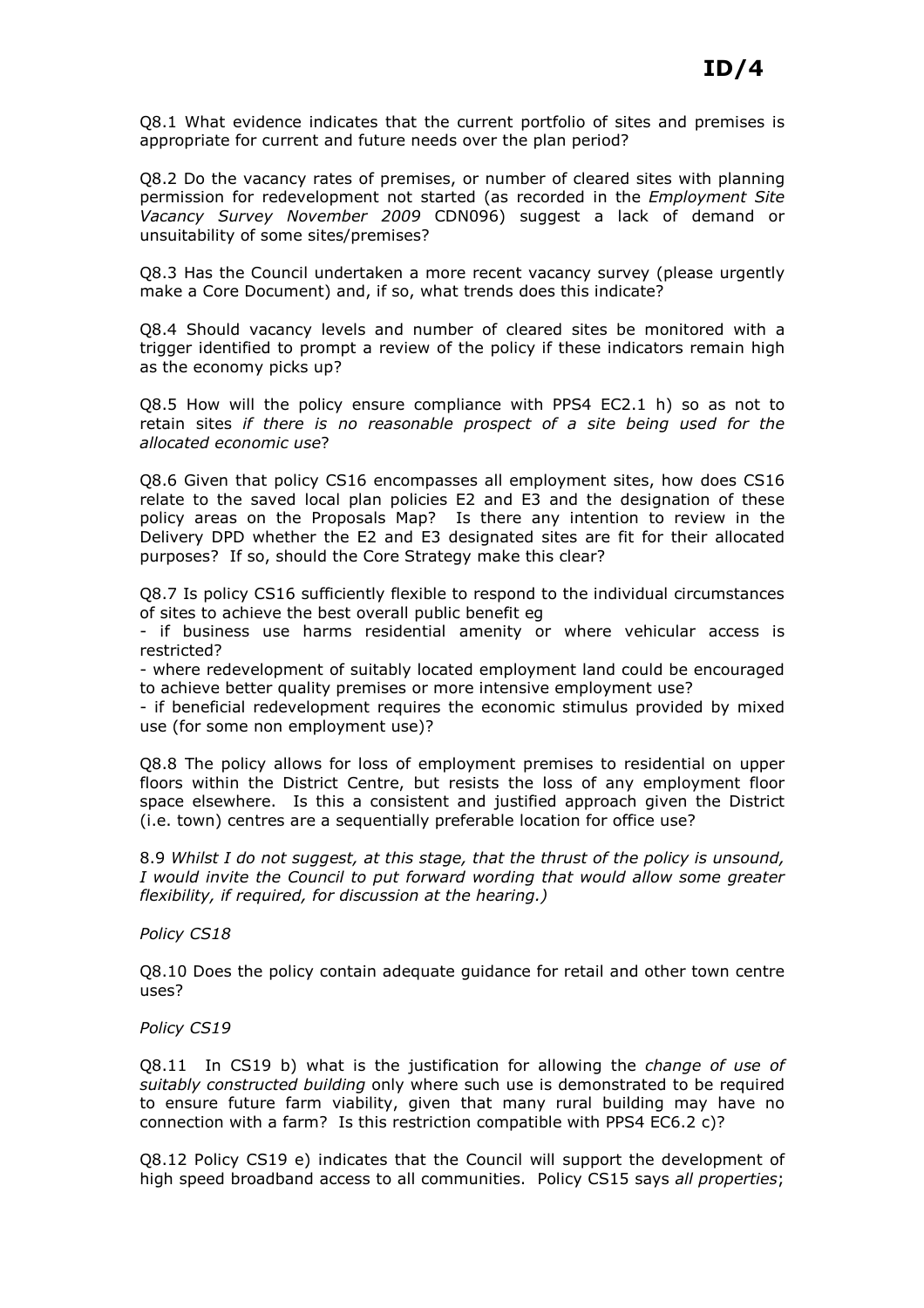Q8.1 What evidence indicates that the current portfolio of sites and premises is appropriate for current and future needs over the plan period?

Q8.2 Do the vacancy rates of premises, or number of cleared sites with planning permission for redevelopment not started (as recorded in the *Employment Site Vacancy Survey November 2009* CDN096) suggest a lack of demand or unsuitability of some sites/premises?

Q8.3 Has the Council undertaken a more recent vacancy survey (please urgently make a Core Document) and, if so, what trends does this indicate?

Q8.4 Should vacancy levels and number of cleared sites be monitored with a trigger identified to prompt a review of the policy if these indicators remain high as the economy picks up?

Q8.5 How will the policy ensure compliance with PPS4 EC2.1 h) so as not to retain sites *if there is no reasonable prospect of a site being used for the allocated economic use*?

Q8.6 Given that policy CS16 encompasses all employment sites, how does CS16 relate to the saved local plan policies E2 and E3 and the designation of these policy areas on the Proposals Map? Is there any intention to review in the Delivery DPD whether the E2 and E3 designated sites are fit for their allocated purposes? If so, should the Core Strategy make this clear?

Q8.7 Is policy CS16 sufficiently flexible to respond to the individual circumstances of sites to achieve the best overall public benefit eg

- if business use harms residential amenity or where vehicular access is restricted?
- where redevelopment of suitably located employment land could be encouraged to achieve better quality premises or more intensive employment use?
- if beneficial redevelopment requires the economic stimulus provided by mixed use (for some non employment use)?

Q8.8 The policy allows for loss of employment premises to residential on upper floors within the District Centre, but resists the loss of any employment floor space elsewhere. Is this a consistent and justified approach given the District (i.e. town) centres are a sequentially preferable location for office use?

8.9 *Whilst I do not suggest, at this stage, that the thrust of the policy is unsound, I would invite the Council to put forward wording that would allow some greater flexibility, if required, for discussion at the hearing.)*

*Policy CS18*

Q8.10 Does the policy contain adequate guidance for retail and other town centre uses?

*Policy CS19*

Q8.11 In CS19 b) what is the justification for allowing the *change of use of suitably constructed building* only where such use is demonstrated to be required to ensure future farm viability, given that many rural building may have no connection with a farm? Is this restriction compatible with PPS4 EC6.2 c)?

Q8.12 Policy CS19 e) indicates that the Council will support the development of high speed broadband access to all communities. Policy CS15 says *all properties*;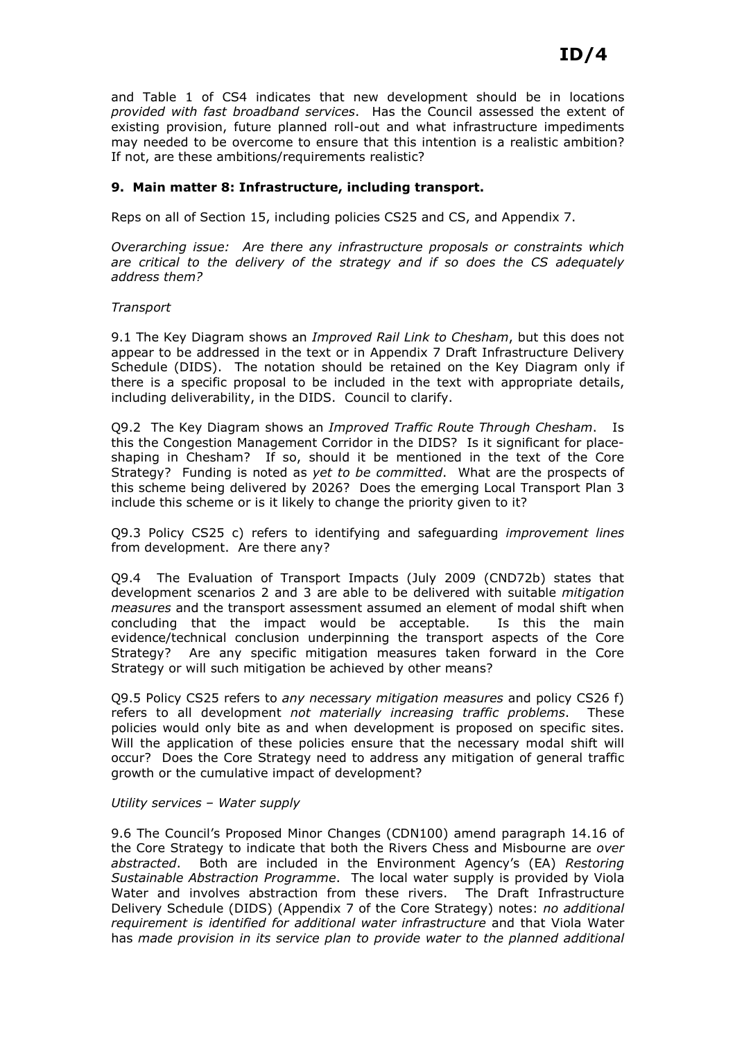and Table 1 of CS4 indicates that new development should be in locations *provided with fast broadband services*. Has the Council assessed the extent of existing provision, future planned roll-out and what infrastructure impediments may needed to be overcome to ensure that this intention is a realistic ambition? If not, are these ambitions/requirements realistic?

## 9. Main matter 8: Infrastructure, including transport.

Reps on all of Section 15, including policies CS25 and CS, and Appendix 7.

*Overarching issue: Are there any infrastructure proposals or constraints which are critical to the delivery of the strategy and if so does the CS adequately address them?*

*Transport*

9.1 The Key Diagram shows an *Improved Rail Link to Chesham*, but this does not appear to be addressed in the text or in Appendix 7 Draft Infrastructure Delivery Schedule (DIDS). The notation should be retained on the Key Diagram only if there is a specific proposal to be included in the text with appropriate details, including deliverability, in the DIDS. Council to clarify.

Q9.2 The Key Diagram shows an *Improved Traffic Route Through Chesham*. Is this the Congestion Management Corridor in the DIDS? Is it significant for place-shaping in Chesham? If so, should it be mentioned in the text of the Core Strategy? Funding is noted as *yet to be committed*. What are the prospects of this scheme being delivered by 2026? Does the emerging Local Transport Plan 3 include this scheme or is it likely to change the priority given to it?

Q9.3 Policy CS25 c) refers to identifying and safeguarding *improvement lines* from development. Are there any?

Q9.4 The Evaluation of Transport Impacts (July 2009 (CND72b) states that development scenarios 2 and 3 are able to be delivered with suitable *mitigation measures* and the transport assessment assumed an element of modal shift when concluding that the impact would be acceptable. Is this the main evidence/technical conclusion underpinning the transport aspects of the Core Strategy? Are any specific mitigation measures taken forward in the Core Strategy or will such mitigation be achieved by other means?

Q9.5 Policy CS25 refers to *any necessary mitigation measures* and policy CS26 f) refers to all development *not materially increasing traffic problems*. These policies would only bite as and when development is proposed on specific sites. Will the application of these policies ensure that the necessary modal shift will occur? Does the Core Strategy need to address any mitigation of general traffic growth or the cumulative impact of development?

*Utility services – Water supply*

9.6 The Council's Proposed Minor Changes (CDN100) amend paragraph 14.16 of the Core Strategy to indicate that both the Rivers Chess and Misbourne are *over abstracted*. Both are included in the Environment Agency's (EA) *Restoring Sustainable Abstraction Programme*. The local water supply is provided by Viola Water and involves abstraction from these rivers. The Draft Infrastructure Delivery Schedule (DIDS) (Appendix 7 of the Core Strategy) notes: *no additional requirement is identified for additional water infrastructure* and that Viola Water has *made provision in its service plan to provide water to the planned additional*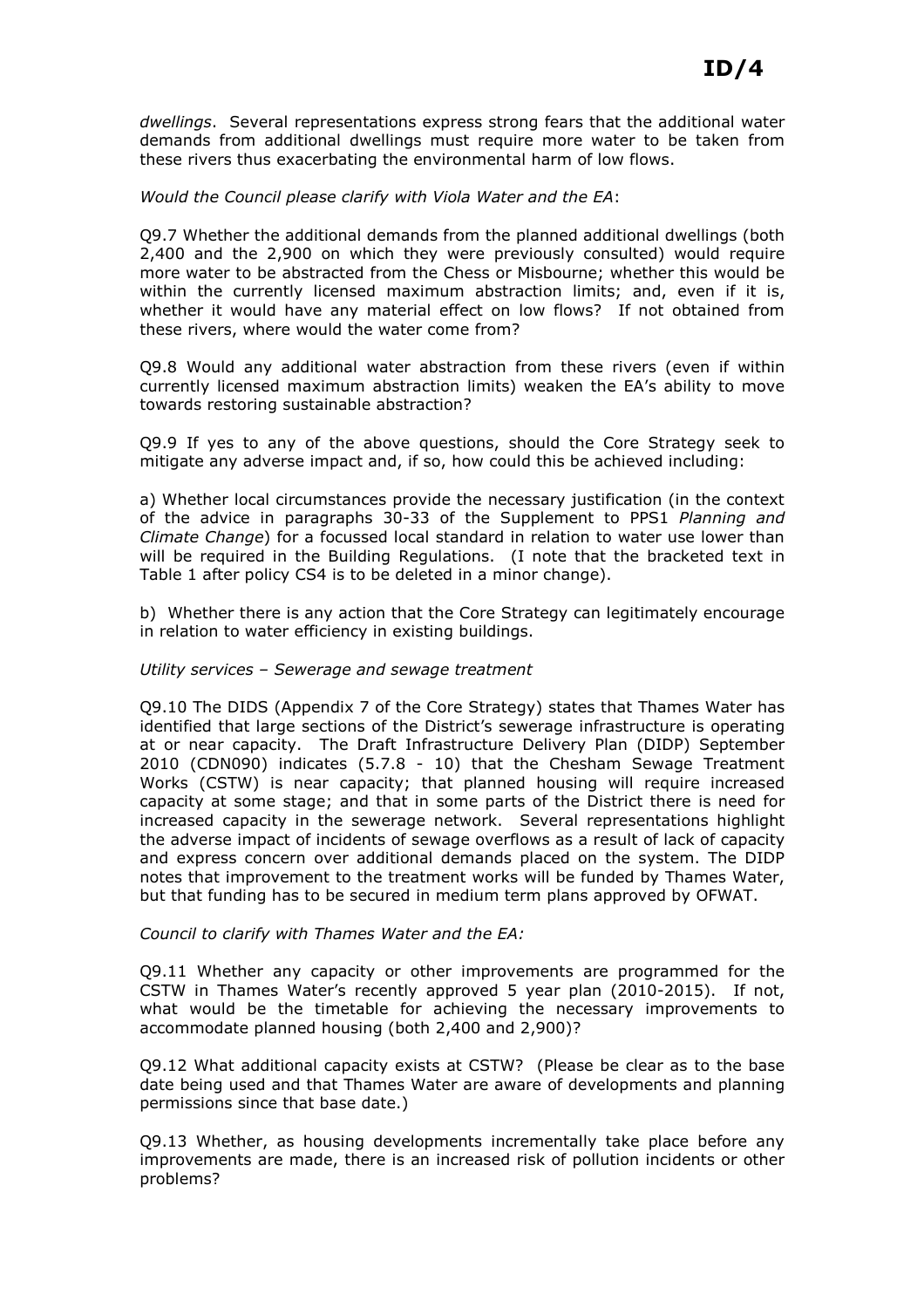*dwellings*. Several representations express strong fears that the additional water demands from additional dwellings must require more water to be taken from these rivers thus exacerbating the environmental harm of low flows.

*Would the Council please clarify with Viola Water and the EA*:

Q9.7 Whether the additional demands from the planned additional dwellings (both 2,400 and the 2,900 on which they were previously consulted) would require more water to be abstracted from the Chess or Misbourne; whether this would be within the currently licensed maximum abstraction limits; and, even if it is, whether it would have any material effect on low flows? If not obtained from these rivers, where would the water come from?

Q9.8 Would any additional water abstraction from these rivers (even if within currently licensed maximum abstraction limits) weaken the EA's ability to move towards restoring sustainable abstraction?

Q9.9 If yes to any of the above questions, should the Core Strategy seek to mitigate any adverse impact and, if so, how could this be achieved including:

a) Whether local circumstances provide the necessary justification (in the context of the advice in paragraphs 30-33 of the Supplement to PPS1 *Planning and Climate Change*) for a focussed local standard in relation to water use lower than will be required in the Building Regulations. (I note that the bracketed text in Table 1 after policy CS4 is to be deleted in a minor change).

b) Whether there is any action that the Core Strategy can legitimately encourage in relation to water efficiency in existing buildings.

*Utility services – Sewerage and sewage treatment*

Q9.10 The DIDS (Appendix 7 of the Core Strategy) states that Thames Water has identified that large sections of the District's sewerage infrastructure is operating at or near capacity. The Draft Infrastructure Delivery Plan (DIDP) September 2010 (CDN090) indicates (5.7.8 - 10) that the Chesham Sewage Treatment Works (CSTW) is near capacity; that planned housing will require increased capacity at some stage; and that in some parts of the District there is need for increased capacity in the sewerage network. Several representations highlight the adverse impact of incidents of sewage overflows as a result of lack of capacity and express concern over additional demands placed on the system. The DIDP notes that improvement to the treatment works will be funded by Thames Water, but that funding has to be secured in medium term plans approved by OFWAT.

*Council to clarify with Thames Water and the EA:*

Q9.11 Whether any capacity or other improvements are programmed for the CSTW in Thames Water's recently approved 5 year plan (2010-2015). If not, what would be the timetable for achieving the necessary improvements to accommodate planned housing (both 2,400 and 2,900)?

Q9.12 What additional capacity exists at CSTW? (Please be clear as to the base date being used and that Thames Water are aware of developments and planning permissions since that base date.)

Q9.13 Whether, as housing developments incrementally take place before any improvements are made, there is an increased risk of pollution incidents or other problems?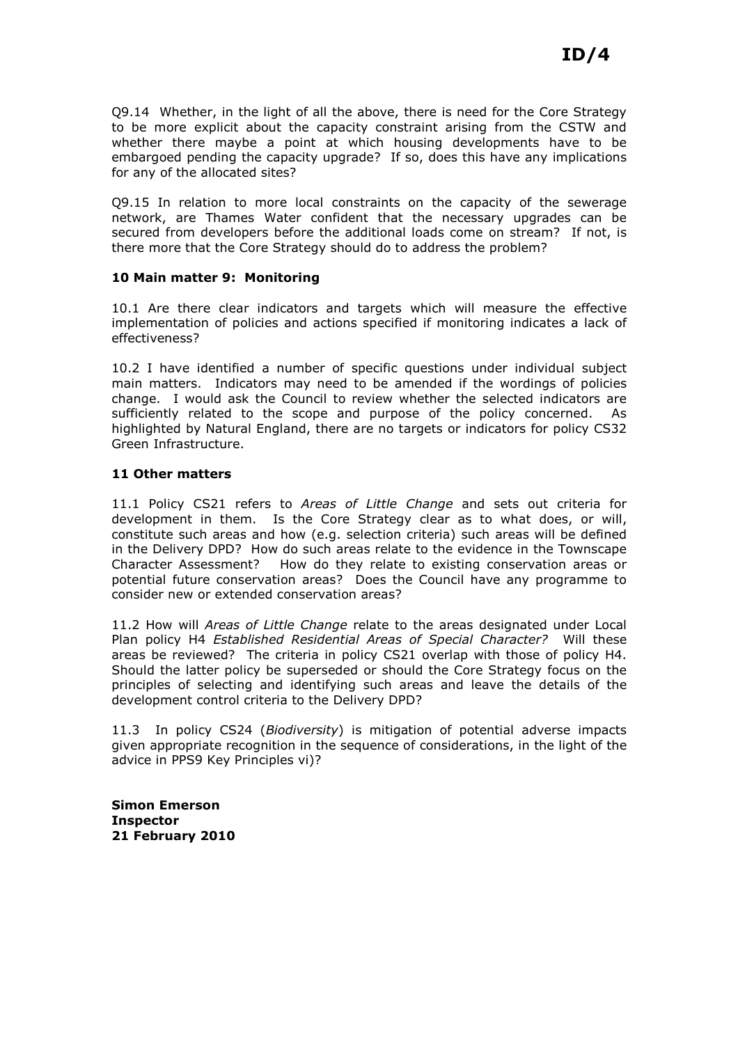Q9.14 Whether, in the light of all the above, there is need for the Core Strategy to be more explicit about the capacity constraint arising from the CSTW and whether there maybe a point at which housing developments have to be embargoed pending the capacity upgrade? If so, does this have any implications for any of the allocated sites?

Q9.15 In relation to more local constraints on the capacity of the sewerage network, are Thames Water confident that the necessary upgrades can be secured from developers before the additional loads come on stream? If not, is there more that the Core Strategy should do to address the problem?

### 10 Main matter 9: Monitoring

10.1 Are there clear indicators and targets which will measure the effective implementation of policies and actions specified if monitoring indicates a lack of effectiveness?

10.2 I have identified a number of specific questions under individual subject main matters. Indicators may need to be amended if the wordings of policies change. I would ask the Council to review whether the selected indicators are sufficiently related to the scope and purpose of the policy concerned. As highlighted by Natural England, there are no targets or indicators for policy CS32 Green Infrastructure.

### 11 Other matters

11.1 Policy CS21 refers to *Areas of Little Change* and sets out criteria for development in them. Is the Core Strategy clear as to what does, or will, constitute such areas and how (e.g. selection criteria) such areas will be defined in the Delivery DPD? How do such areas relate to the evidence in the Townscape Character Assessment? How do they relate to existing conservation areas or potential future conservation areas? Does the Council have any programme to consider new or extended conservation areas?

11.2 How will *Areas of Little Change* relate to the areas designated under Local Plan policy H4 *Established Residential Areas of Special Character?* Will these areas be reviewed? The criteria in policy CS21 overlap with those of policy H4. Should the latter policy be superseded or should the Core Strategy focus on the principles of selecting and identifying such areas and leave the details of the development control criteria to the Delivery DPD?

11.3 In policy CS24 (*Biodiversity*) is mitigation of potential adverse impacts given appropriate recognition in the sequence of considerations, in the light of the advice in PPS9 Key Principles vi)?

**Simon Emerson**
**Inspector**
**21 February 2010**